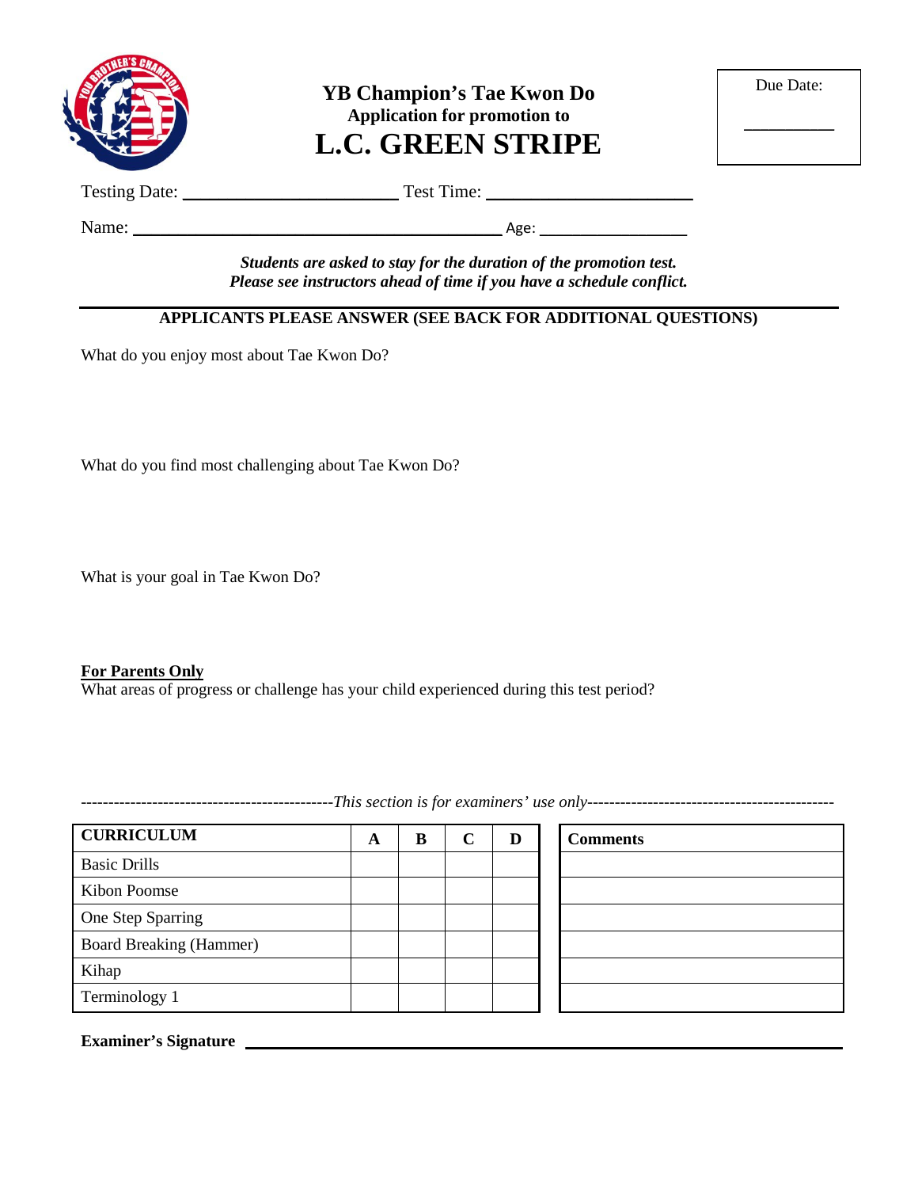# YB Champion's Tae Kwon Do

**Application for promotion to**

# L.C. GREEN STRIPE

Due Date: __________

Testing Date: ______________________ Test Time: ______________________

Name: ________________________________________ Age: ________________

***Students are asked to stay for the duration of the promotion test.***
***Please see instructors ahead of time if you have a schedule conflict.***

---

**APPLICANTS PLEASE ANSWER (SEE BACK FOR ADDITIONAL QUESTIONS)**

What do you enjoy most about Tae Kwon Do?

What do you find most challenging about Tae Kwon Do?

What is your goal in Tae Kwon Do?

**For Parents Only**

What areas of progress or challenge has your child experienced during this test period?

---------------------------------------------*This section is for examiners' use only*---------------------------------------------

| CURRICULUM | A | B | C | D |
|---|---|---|---|---|
| Basic Drills | | | | |
| Kibon Poomse | | | | |
| One Step Sparring | | | | |
| Board Breaking (Hammer) | | | | |
| Kihap | | | | |
| Terminology 1 | | | | |

| Comments |
|---|
| |
| |
| |
| |
| |
| |

**Examiner's Signature** ____________________________________________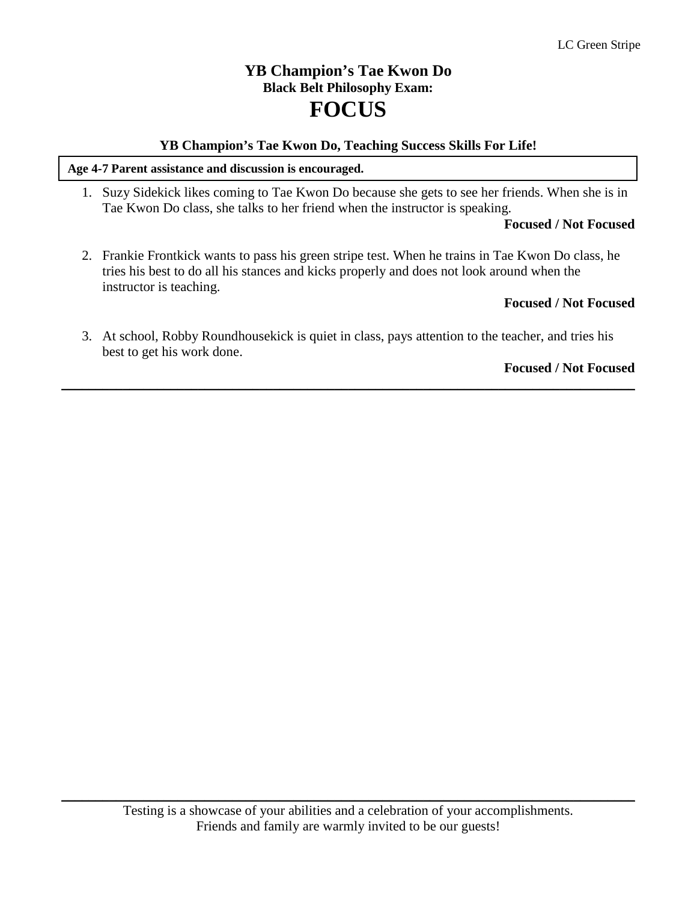LC Green Stripe

# YB Champion's Tae Kwon Do

## Black Belt Philosophy Exam:

# FOCUS

**YB Champion's Tae Kwon Do, Teaching Success Skills For Life!**

**Age 4-7 Parent assistance and discussion is encouraged.**

1. Suzy Sidekick likes coming to Tae Kwon Do because she gets to see her friends. When she is in Tae Kwon Do class, she talks to her friend when the instructor is speaking.

   **Focused / Not Focused**

2. Frankie Frontkick wants to pass his green stripe test. When he trains in Tae Kwon Do class, he tries his best to do all his stances and kicks properly and does not look around when the instructor is teaching.

   **Focused / Not Focused**

3. At school, Robby Roundhousekick is quiet in class, pays attention to the teacher, and tries his best to get his work done.

   **Focused / Not Focused**

---

Testing is a showcase of your abilities and a celebration of your accomplishments.
Friends and family are warmly invited to be our guests!